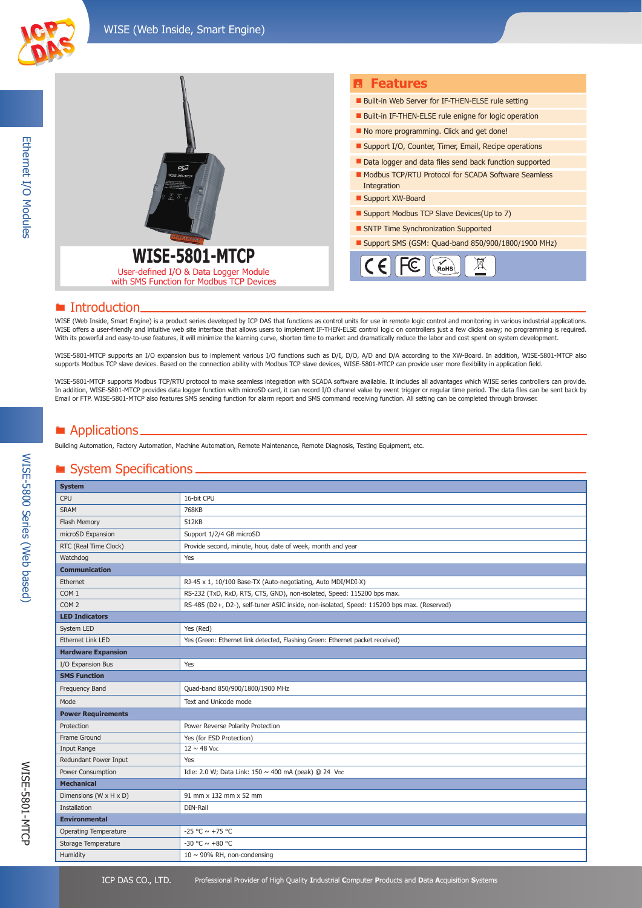# WISE-5801-MTCP

User-defined I/O & Data Logger Module with SMS Function for Modbus TCP Devices

## Features

- Built-in Web Server for IF-THEN-ELSE rule setting
- Built-in IF-THEN-ELSE rule enigne for logic operation
- No more programming. Click and get done!
- Support I/O, Counter, Timer, Email, Recipe operations
- Data logger and data files send back function supported
- Modbus TCP/RTU Protocol for SCADA Software Seamless Integration
- Support XW-Board
- Support Modbus TCP Slave Devices(Up to 7)
- SNTP Time Synchronization Supported
- Support SMS (GSM: Quad-band 850/900/1800/1900 MHz)

## Introduction

WISE (Web Inside, Smart Engine) is a product series developed by ICP DAS that functions as control units for use in remote logic control and monitoring in various industrial applications. WISE offers a user-friendly and intuitive web site interface that allows users to implement IF-THEN-ELSE control logic on controllers just a few clicks away; no programming is required. With its powerful and easy-to-use features, it will minimize the learning curve, shorten time to market and dramatically reduce the labor and cost spent on system development.

WISE-5801-MTCP supports an I/O expansion bus to implement various I/O functions such as D/I, D/O, A/D and D/A according to the XW-Board. In addition, WISE-5801-MTCP also supports Modbus TCP slave devices. Based on the connection ability with Modbus TCP slave devices, WISE-5801-MTCP can provide user more flexibility in application field.

WISE-5801-MTCP supports Modbus TCP/RTU protocol to make seamless integration with SCADA software available. It includes all advantages which WISE series controllers can provide. In addition, WISE-5801-MTCP provides data logger function with microSD card, it can record I/O channel value by event trigger or regular time period. The data files can be sent back by Email or FTP. WISE-5801-MTCP also features SMS sending function for alarm report and SMS command receiving function. All setting can be completed through browser.

## Applications

Building Automation, Factory Automation, Machine Automation, Remote Maintenance, Remote Diagnosis, Testing Equipment, etc.

## System Specifications

| **System** | |
|---|---|
| CPU | 16-bit CPU |
| SRAM | 768KB |
| Flash Memory | 512KB |
| microSD Expansion | Support 1/2/4 GB microSD |
| RTC (Real Time Clock) | Provide second, minute, hour, date of week, month and year |
| Watchdog | Yes |
| **Communication** | |
| Ethernet | RJ-45 x 1, 10/100 Base-TX (Auto-negotiating, Auto MDI/MDI-X) |
| COM 1 | RS-232 (TxD, RxD, RTS, CTS, GND), non-isolated, Speed: 115200 bps max. |
| COM 2 | RS-485 (D2+, D2-), self-tuner ASIC inside, non-isolated, Speed: 115200 bps max. (Reserved) |
| **LED Indicators** | |
| System LED | Yes (Red) |
| Ethernet Link LED | Yes (Green: Ethernet link detected, Flashing Green: Ethernet packet received) |
| **Hardware Expansion** | |
| I/O Expansion Bus | Yes |
| **SMS Function** | |
| Frequency Band | Quad-band 850/900/1800/1900 MHz |
| Mode | Text and Unicode mode |
| **Power Requirements** | |
| Protection | Power Reverse Polarity Protection |
| Frame Ground | Yes (for ESD Protection) |
| Input Range | 12 ~ 48 VDC |
| Redundant Power Input | Yes |
| Power Consumption | Idle: 2.0 W; Data Link: 150 ~ 400 mA (peak) @ 24 VDC |
| **Mechanical** | |
| Dimensions (W x H x D) | 91 mm x 132 mm x 52 mm |
| Installation | DIN-Rail |
| **Environmental** | |
| Operating Temperature | -25 °C ~ +75 °C |
| Storage Temperature | -30 °C ~ +80 °C |
| Humidity | 10 ~ 90% RH, non-condensing |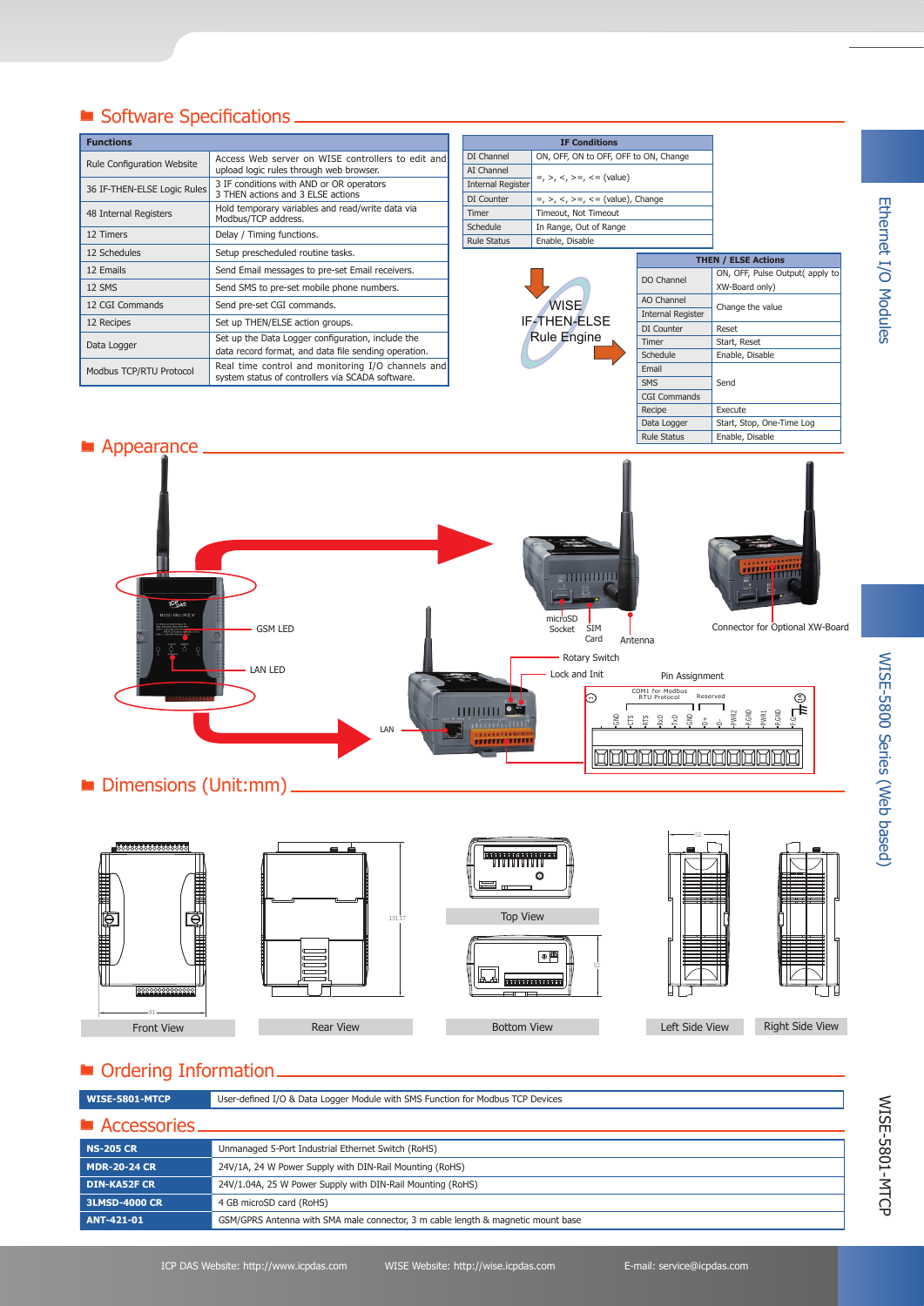## Software Specifications

| Functions | |
|---|---|
| Rule Configuration Website | Access Web server on WISE controllers to edit and upload logic rules through web browser. |
| 36 IF-THEN-ELSE Logic Rules | 3 IF conditions with AND or OR operators<br>3 THEN actions and 3 ELSE actions |
| 48 Internal Registers | Hold temporary variables and read/write data via Modbus/TCP address. |
| 12 Timers | Delay / Timing functions. |
| 12 Schedules | Setup prescheduled routine tasks. |
| 12 Emails | Send Email messages to pre-set Email receivers. |
| 12 SMS | Send SMS to pre-set mobile phone numbers. |
| 12 CGI Commands | Send pre-set CGI commands. |
| 12 Recipes | Set up THEN/ELSE action groups. |
| Data Logger | Set up the Data Logger configuration, include the data record format, and data file sending operation. |
| Modbus TCP/RTU Protocol | Real time control and monitoring I/O channels and system status of controllers via SCADA software. |

| IF Conditions | |
|---|---|
| DI Channel | ON, OFF, ON to OFF, OFF to ON, Change |
| AI Channel | =, >, <, >=, <= (value) |
| Internal Register | =, >, <, >=, <= (value) |
| DI Counter | =, >, <, >=, <= (value), Change |
| Timer | Timeout, Not Timeout |
| Schedule | In Range, Out of Range |
| Rule Status | Enable, Disable |

WISE IF-THEN-ELSE Rule Engine

| THEN / ELSE Actions | |
|---|---|
| DO Channel | ON, OFF, Pulse Output( apply to XW-Board only) |
| AO Channel | Change the value |
| Internal Register | Change the value |
| DI Counter | Reset |
| Timer | Start, Reset |
| Schedule | Enable, Disable |
| Email | Send |
| SMS | Send |
| CGI Commands | Send |
| Recipe | Execute |
| Data Logger | Start, Stop, One-Time Log |
| Rule Status | Enable, Disable |

## Appearance

GSM LED

LAN LED

microSD Socket

SIM Card

Antenna

Connector for Optional XW-Board

Rotary Switch

Lock and Init

LAN

Pin Assignment

COM1 for Modbus RTU Protocol

Reserved

GND, CTS, RTS, RxD, TxD, GND, D+, D-, PWR2, P.GND, PWR1, P.GND, F.G.

## Dimensions (Unit:mm)

91

131.17

52

Front View

Rear View

Top View

Bottom View

Left Side View

Right Side View

## Ordering Information

| | |
|---|---|
| WISE-5801-MTCP | User-defined I/O & Data Logger Module with SMS Function for Modbus TCP Devices |

## Accessories

| | |
|---|---|
| NS-205 CR | Unmanaged 5-Port Industrial Ethernet Switch (RoHS) |
| MDR-20-24 CR | 24V/1A, 24 W Power Supply with DIN-Rail Mounting (RoHS) |
| DIN-KA52F CR | 24V/1.04A, 25 W Power Supply with DIN-Rail Mounting (RoHS) |
| 3LMSD-4000 CR | 4 GB microSD card (RoHS) |
| ANT-421-01 | GSM/GPRS Antenna with SMA male connector, 3 m cable length & magnetic mount base |

ICP DAS Website: http://www.icpdas.com WISE Website: http://wise.icpdas.com E-mail: service@icpdas.com